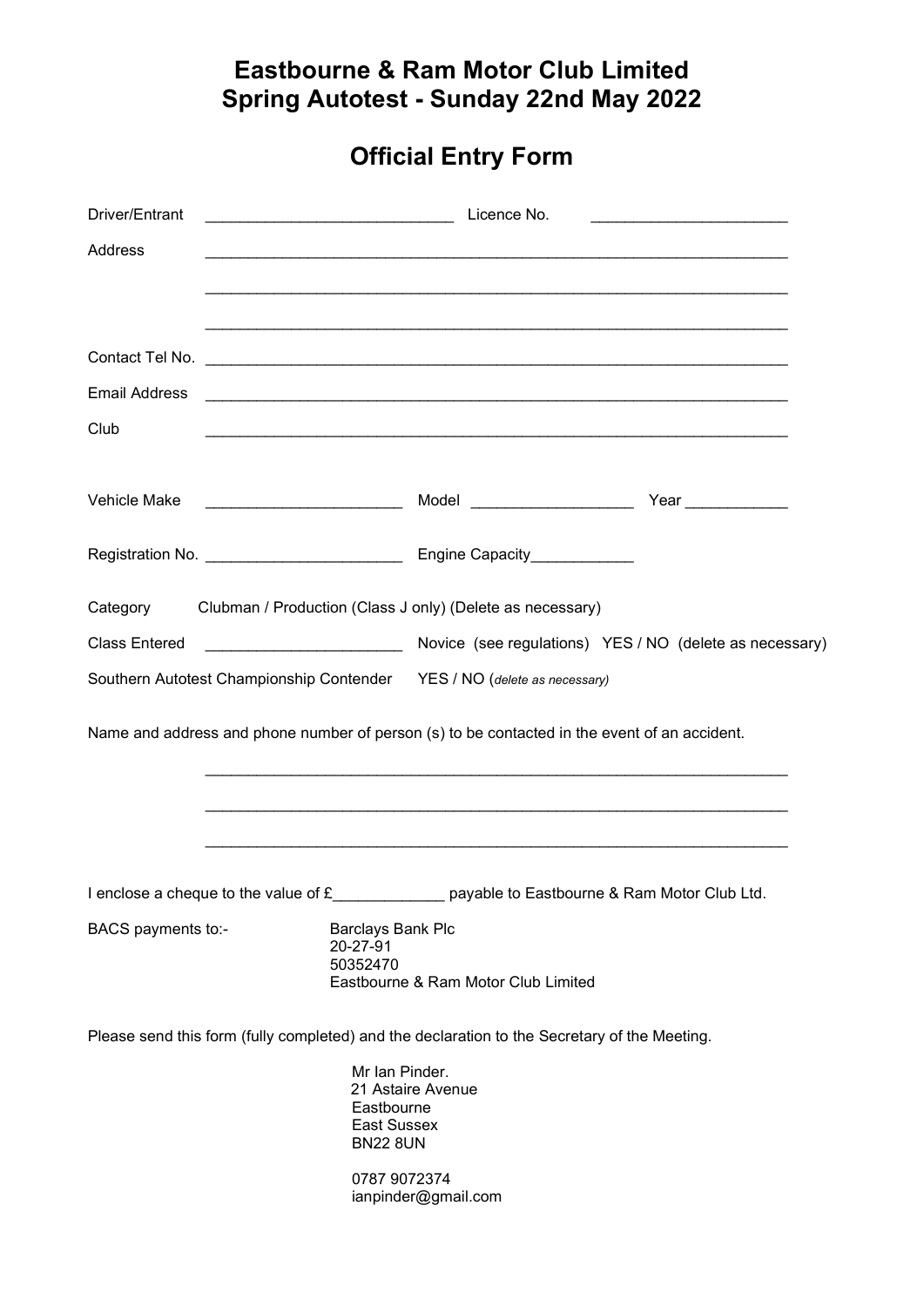# Eastbourne & Ram Motor Club Limited
# Spring Autotest - Sunday 22nd May 2022

## Official Entry Form

Driver/Entrant ____________________________ Licence No. ______________________

Address ___________________________________________________________________

___________________________________________________________________

___________________________________________________________________

Contact Tel No. ___________________________________________________________________

Email Address ___________________________________________________________________

Club ___________________________________________________________________

Vehicle Make ______________________ Model __________________ Year ___________

Registration No. ______________________ Engine Capacity___________

Category Clubman / Production (Class J only) (Delete as necessary)

Class Entered ______________________ Novice (see regulations) YES / NO (delete as necessary)

Southern Autotest Championship Contender YES / NO (*delete as necessary*)

Name and address and phone number of person (s) to be contacted in the event of an accident.

___________________________________________________________________

___________________________________________________________________

___________________________________________________________________

I enclose a cheque to the value of £____________ payable to Eastbourne & Ram Motor Club Ltd.

BACS payments to:-

Barclays Bank Plc
20-27-91
50352470
Eastbourne & Ram Motor Club Limited

Please send this form (fully completed) and the declaration to the Secretary of the Meeting.

Mr Ian Pinder.
21 Astaire Avenue
Eastbourne
East Sussex
BN22 8UN

0787 9072374
ianpinder@gmail.com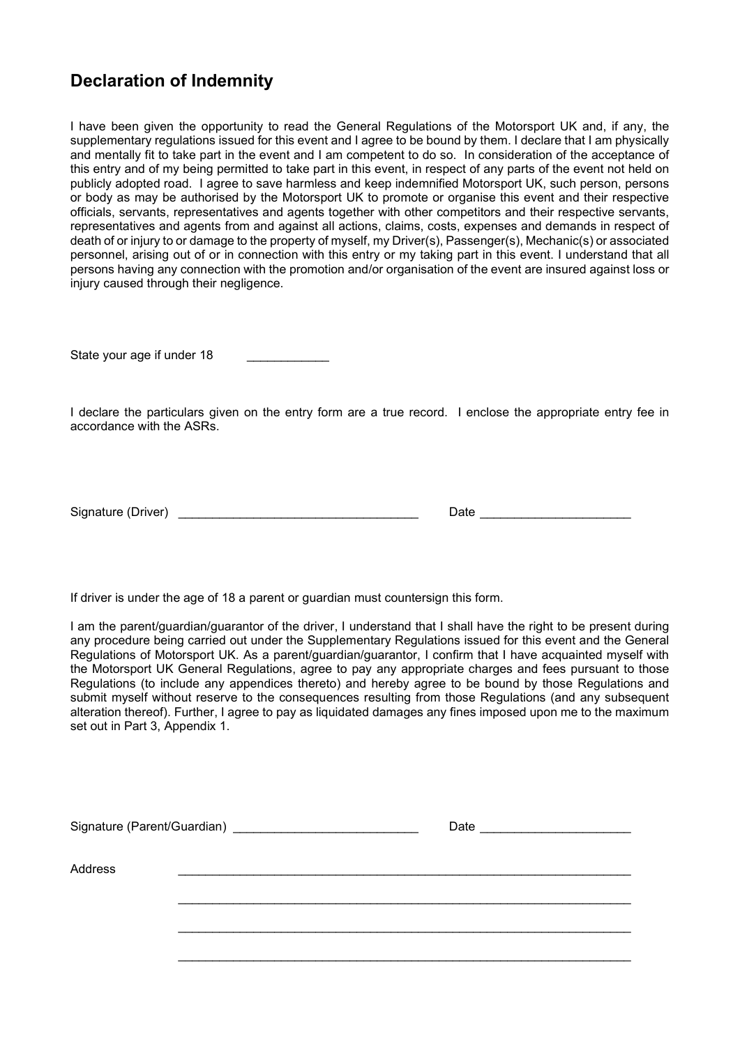## Declaration of Indemnity

I have been given the opportunity to read the General Regulations of the Motorsport UK and, if any, the supplementary regulations issued for this event and I agree to be bound by them. I declare that I am physically and mentally fit to take part in the event and I am competent to do so. In consideration of the acceptance of this entry and of my being permitted to take part in this event, in respect of any parts of the event not held on publicly adopted road. I agree to save harmless and keep indemnified Motorsport UK, such person, persons or body as may be authorised by the Motorsport UK to promote or organise this event and their respective officials, servants, representatives and agents together with other competitors and their respective servants, representatives and agents from and against all actions, claims, costs, expenses and demands in respect of death of or injury to or damage to the property of myself, my Driver(s), Passenger(s), Mechanic(s) or associated personnel, arising out of or in connection with this entry or my taking part in this event. I understand that all persons having any connection with the promotion and/or organisation of the event are insured against loss or injury caused through their negligence.

State your age if under 18 ____________

I declare the particulars given on the entry form are a true record. I enclose the appropriate entry fee in accordance with the ASRs.

Signature (Driver) __________________________________ Date _____________________

If driver is under the age of 18 a parent or guardian must countersign this form.

I am the parent/guardian/guarantor of the driver, I understand that I shall have the right to be present during any procedure being carried out under the Supplementary Regulations issued for this event and the General Regulations of Motorsport UK. As a parent/guardian/guarantor, I confirm that I have acquainted myself with the Motorsport UK General Regulations, agree to pay any appropriate charges and fees pursuant to those Regulations (to include any appendices thereto) and hereby agree to be bound by those Regulations and submit myself without reserve to the consequences resulting from those Regulations (and any subsequent alteration thereof). Further, I agree to pay as liquidated damages any fines imposed upon me to the maximum set out in Part 3, Appendix 1.

Signature (Parent/Guardian) __________________________ Date _____________________

Address ___________________________________________________________________

___________________________________________________________________

___________________________________________________________________

___________________________________________________________________